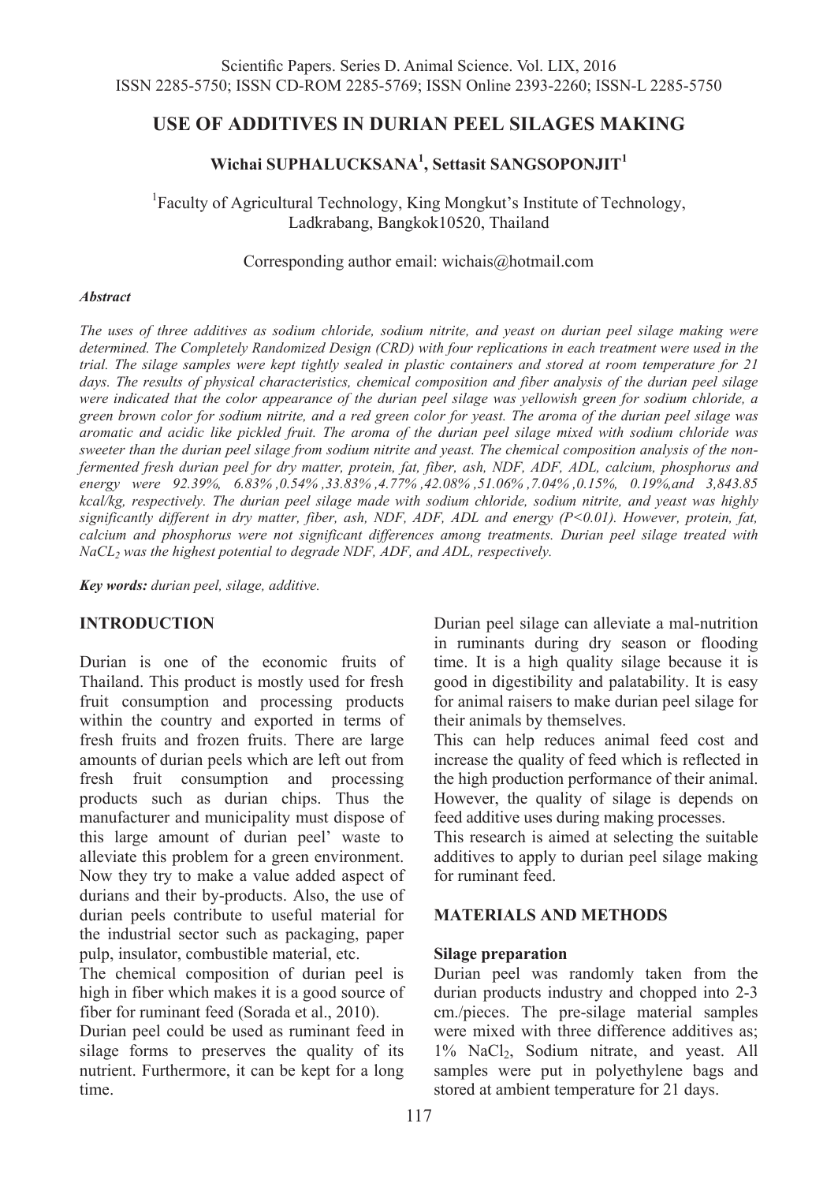# USE OF ADDITIVES IN DURIAN PEEL SILAGES MAKING

**Wichai SUPHALUCKSANA[1], Settasit SANGSOPONJIT[1]**

[1]Faculty of Agricultural Technology, King Mongkut's Institute of Technology, Ladkrabang, Bangkok10520, Thailand

Corresponding author email: wichais@hotmail.com

***Abstract***

*The uses of three additives as sodium chloride, sodium nitrite, and yeast on durian peel silage making were determined. The Completely Randomized Design (CRD) with four replications in each treatment were used in the trial. The silage samples were kept tightly sealed in plastic containers and stored at room temperature for 21 days. The results of physical characteristics, chemical composition and fiber analysis of the durian peel silage were indicated that the color appearance of the durian peel silage was yellowish green for sodium chloride, a green brown color for sodium nitrite, and a red green color for yeast. The aroma of the durian peel silage was aromatic and acidic like pickled fruit. The aroma of the durian peel silage mixed with sodium chloride was sweeter than the durian peel silage from sodium nitrite and yeast. The chemical composition analysis of the non-fermented fresh durian peel for dry matter, protein, fat, fiber, ash, NDF, ADF, ADL, calcium, phosphorus and energy were 92.39%, 6.83% ,0.54% ,33.83% ,4.77% ,42.08% ,51.06% ,7.04% ,0.15%, 0.19%,and 3,843.85 kcal/kg, respectively. The durian peel silage made with sodium chloride, sodium nitrite, and yeast was highly significantly different in dry matter, fiber, ash, NDF, ADF, ADL and energy (P<0.01). However, protein, fat, calcium and phosphorus were not significant differences among treatments. Durian peel silage treated with $NaCL_2$ was the highest potential to degrade NDF, ADF, and ADL, respectively.*

***Key words:*** *durian peel, silage, additive.*

## INTRODUCTION

Durian is one of the economic fruits of Thailand. This product is mostly used for fresh fruit consumption and processing products within the country and exported in terms of fresh fruits and frozen fruits. There are large amounts of durian peels which are left out from fresh fruit consumption and processing products such as durian chips. Thus the manufacturer and municipality must dispose of this large amount of durian peel' waste to alleviate this problem for a green environment. Now they try to make a value added aspect of durians and their by-products. Also, the use of durian peels contribute to useful material for the industrial sector such as packaging, paper pulp, insulator, combustible material, etc.

The chemical composition of durian peel is high in fiber which makes it is a good source of fiber for ruminant feed (Sorada et al., 2010).

Durian peel could be used as ruminant feed in silage forms to preserves the quality of its nutrient. Furthermore, it can be kept for a long time.

Durian peel silage can alleviate a mal-nutrition in ruminants during dry season or flooding time. It is a high quality silage because it is good in digestibility and palatability. It is easy for animal raisers to make durian peel silage for their animals by themselves.

This can help reduces animal feed cost and increase the quality of feed which is reflected in the high production performance of their animal. However, the quality of silage is depends on feed additive uses during making processes.

This research is aimed at selecting the suitable additives to apply to durian peel silage making for ruminant feed.

## MATERIALS AND METHODS

### Silage preparation

Durian peel was randomly taken from the durian products industry and chopped into 2-3 cm./pieces. The pre-silage material samples were mixed with three difference additives as; 1% $NaCl_2$, Sodium nitrate, and yeast. All samples were put in polyethylene bags and stored at ambient temperature for 21 days.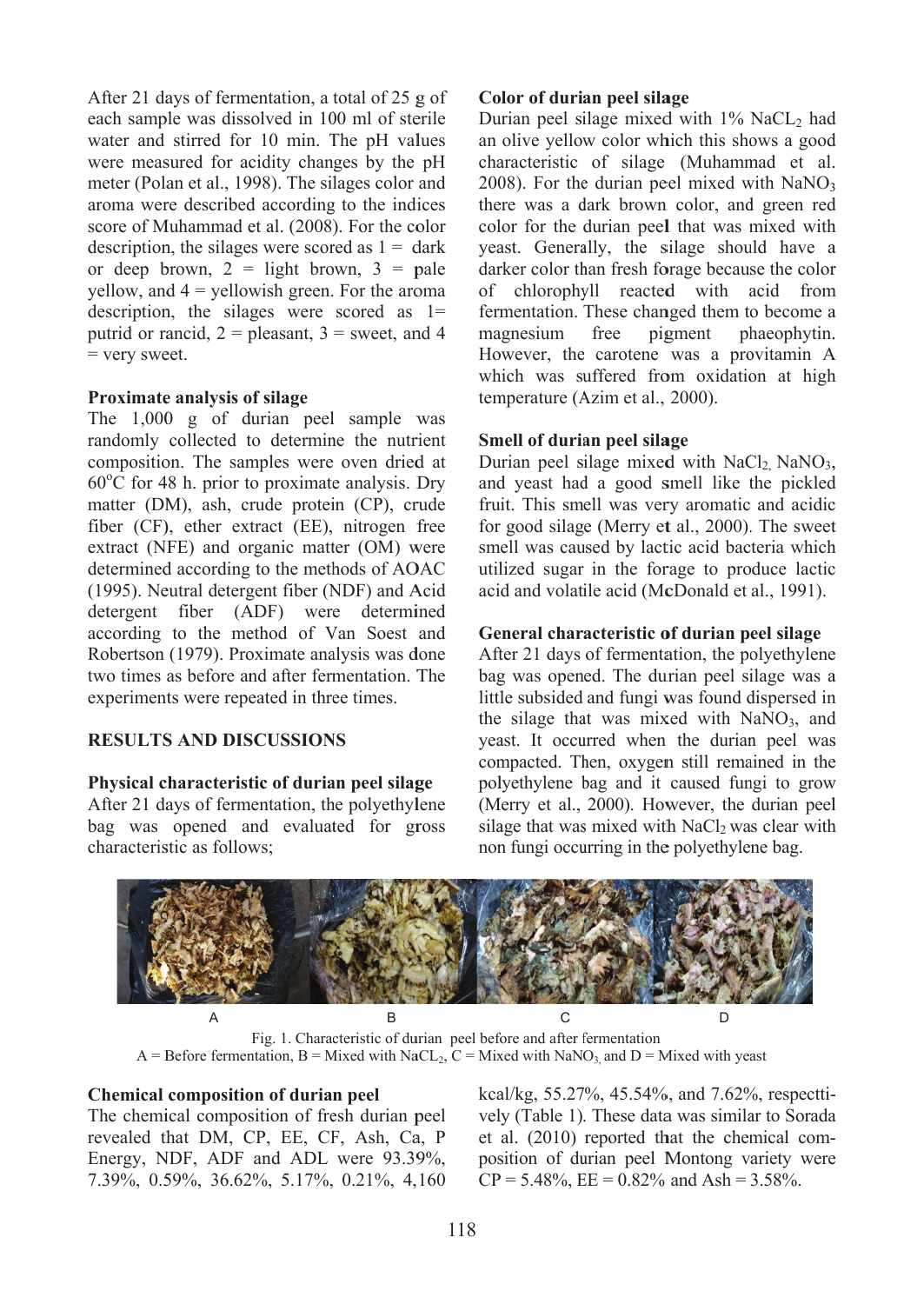After 21 days of fermentation, a total of 25 g of each sample was dissolved in 100 ml of sterile water and stirred for 10 min. The pH values were measured for acidity changes by the pH meter (Polan et al., 1998). The silages color and aroma were described according to the indices score of Muhammad et al. (2008). For the color description, the silages were scored as 1 = dark or deep brown, 2 = light brown, 3 = pale yellow, and 4 = yellowish green. For the aroma description, the silages were scored as 1= putrid or rancid, 2 = pleasant, 3 = sweet, and 4 = very sweet.

**Proximate analysis of silage**

The 1,000 g of durian peel sample was randomly collected to determine the nutrient composition. The samples were oven dried at 60°C for 48 h. prior to proximate analysis. Dry matter (DM), ash, crude protein (CP), crude fiber (CF), ether extract (EE), nitrogen free extract (NFE) and organic matter (OM) were determined according to the methods of AOAC (1995). Neutral detergent fiber (NDF) and Acid detergent fiber (ADF) were determined according to the method of Van Soest and Robertson (1979). Proximate analysis was done two times as before and after fermentation. The experiments were repeated in three times.

## RESULTS AND DISCUSSIONS

**Physical characteristic of durian peel silage**

After 21 days of fermentation, the polyethylene bag was opened and evaluated for gross characteristic as follows;

**Color of durian peel silage**

Durian peel silage mixed with 1% $NaCL_2$ had an olive yellow color which this shows a good characteristic of silage (Muhammad et al. 2008). For the durian peel mixed with $NaNO_3$ there was a dark brown color, and green red color for the durian peel that was mixed with yeast. Generally, the silage should have a darker color than fresh forage because the color of chlorophyll reacted with acid from fermentation. These changed them to become a magnesium free pigment phaeophytin. However, the carotene was a provitamin A which was suffered from oxidation at high temperature (Azim et al., 2000).

**Smell of durian peel silage**

Durian peel silage mixed with $NaCl_2$, $NaNO_3$, and yeast had a good smell like the pickled fruit. This smell was very aromatic and acidic for good silage (Merry et al., 2000). The sweet smell was caused by lactic acid bacteria which utilized sugar in the forage to produce lactic acid and volatile acid (McDonald et al., 1991).

**General characteristic of durian peel silage**

After 21 days of fermentation, the polyethylene bag was opened. The durian peel silage was a little subsided and fungi was found dispersed in the silage that was mixed with $NaNO_3$, and yeast. It occurred when the durian peel was compacted. Then, oxygen still remained in the polyethylene bag and it caused fungi to grow (Merry et al., 2000). However, the durian peel silage that was mixed with $NaCl_2$ was clear with non fungi occurring in the polyethylene bag.

A B C D

Fig. 1. Characteristic of durian peel before and after fermentation
A = Before fermentation, B = Mixed with $NaCL_2$, C = Mixed with $NaNO_3$, and D = Mixed with yeast

**Chemical composition of durian peel**

The chemical composition of fresh durian peel revealed that DM, CP, EE, CF, Ash, Ca, P Energy, NDF, ADF and ADL were 93.39%, 7.39%, 0.59%, 36.62%, 5.17%, 0.21%, 4,160 kcal/kg, 55.27%, 45.54%, and 7.62%, respecttively (Table 1). These data was similar to Sorada et al. (2010) reported that the chemical composition of durian peel Montong variety were CP = 5.48%, EE = 0.82% and Ash = 3.58%.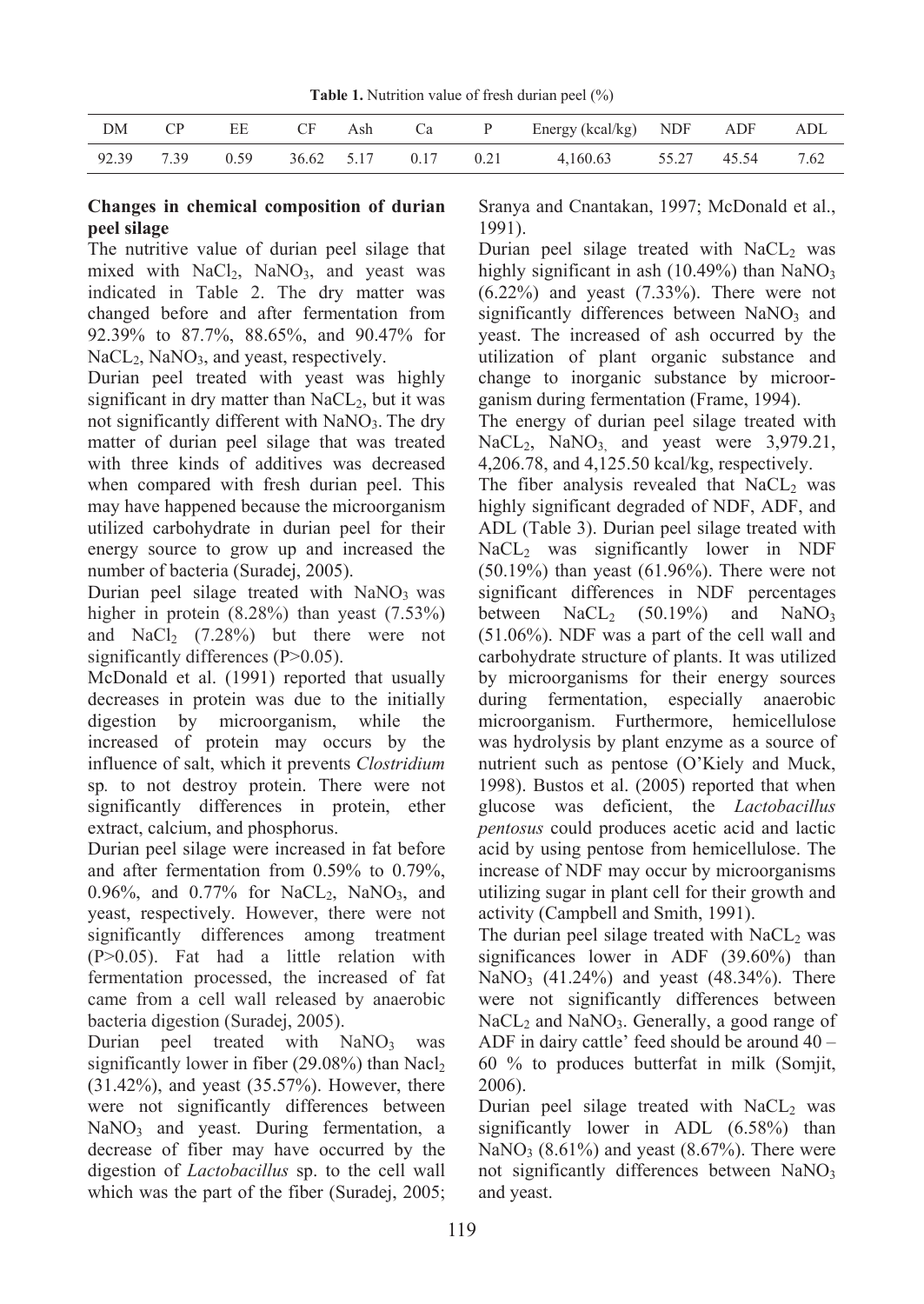**Table 1.** Nutrition value of fresh durian peel (%)

| DM | CP | EE | CF | Ash | Ca | P | Energy (kcal/kg) | NDF | ADF | ADL |
|---|---|---|---|---|---|---|---|---|---|---|
| 92.39 | 7.39 | 0.59 | 36.62 | 5.17 | 0.17 | 0.21 | 4,160.63 | 55.27 | 45.54 | 7.62 |

**Changes in chemical composition of durian peel silage**

The nutritive value of durian peel silage that mixed with $NaCl_2$, $NaNO_3$, and yeast was indicated in Table 2. The dry matter was changed before and after fermentation from 92.39% to 87.7%, 88.65%, and 90.47% for $NaCL_2$, $NaNO_3$, and yeast, respectively.

Durian peel treated with yeast was highly significant in dry matter than $NaCL_2$, but it was not significantly different with $NaNO_3$. The dry matter of durian peel silage that was treated with three kinds of additives was decreased when compared with fresh durian peel. This may have happened because the microorganism utilized carbohydrate in durian peel for their energy source to grow up and increased the number of bacteria (Suradej, 2005).

Durian peel silage treated with $NaNO_3$ was higher in protein (8.28%) than yeast (7.53%) and $NaCl_2$ (7.28%) but there were not significantly differences ($P>0.05$).

McDonald et al. (1991) reported that usually decreases in protein was due to the initially digestion by microorganism, while the increased of protein may occurs by the influence of salt, which it prevents *Clostridium* sp. to not destroy protein. There were not significantly differences in protein, ether extract, calcium, and phosphorus.

Durian peel silage were increased in fat before and after fermentation from 0.59% to 0.79%, 0.96%, and 0.77% for $NaCL_2$, $NaNO_3$, and yeast, respectively. However, there were not significantly differences among treatment ($P>0.05$). Fat had a little relation with fermentation processed, the increased of fat came from a cell wall released by anaerobic bacteria digestion (Suradej, 2005).

Durian peel treated with $NaNO_3$ was significantly lower in fiber (29.08%) than $Nacl_2$ (31.42%), and yeast (35.57%). However, there were not significantly differences between $NaNO_3$ and yeast. During fermentation, a decrease of fiber may have occurred by the digestion of *Lactobacillus* sp. to the cell wall which was the part of the fiber (Suradej, 2005; Sranya and Cnantakan, 1997; McDonald et al., 1991).

Durian peel silage treated with $NaCL_2$ was highly significant in ash (10.49%) than $NaNO_3$ (6.22%) and yeast (7.33%). There were not significantly differences between $NaNO_3$ and yeast. The increased of ash occurred by the utilization of plant organic substance and change to inorganic substance by microorganism during fermentation (Frame, 1994).

The energy of durian peel silage treated with $NaCL_2$, $NaNO_3$, and yeast were 3,979.21, 4,206.78, and 4,125.50 kcal/kg, respectively.

The fiber analysis revealed that $NaCL_2$ was highly significant degraded of NDF, ADF, and ADL (Table 3). Durian peel silage treated with $NaCL_2$ was significantly lower in NDF (50.19%) than yeast (61.96%). There were not significant differences in NDF percentages between $NaCL_2$ (50.19%) and $NaNO_3$ (51.06%). NDF was a part of the cell wall and carbohydrate structure of plants. It was utilized by microorganisms for their energy sources during fermentation, especially anaerobic microorganism. Furthermore, hemicellulose was hydrolysis by plant enzyme as a source of nutrient such as pentose (O'Kiely and Muck, 1998). Bustos et al. (2005) reported that when glucose was deficient, the *Lactobacillus pentosus* could produces acetic acid and lactic acid by using pentose from hemicellulose. The increase of NDF may occur by microorganisms utilizing sugar in plant cell for their growth and activity (Campbell and Smith, 1991).

The durian peel silage treated with $NaCL_2$ was significances lower in ADF (39.60%) than $NaNO_3$ (41.24%) and yeast (48.34%). There were not significantly differences between $NaCL_2$ and $NaNO_3$. Generally, a good range of ADF in dairy cattle' feed should be around 40 – 60 % to produces butterfat in milk (Somjit, 2006).

Durian peel silage treated with $NaCL_2$ was significantly lower in ADL (6.58%) than $NaNO_3$ (8.61%) and yeast (8.67%). There were not significantly differences between $NaNO_3$ and yeast.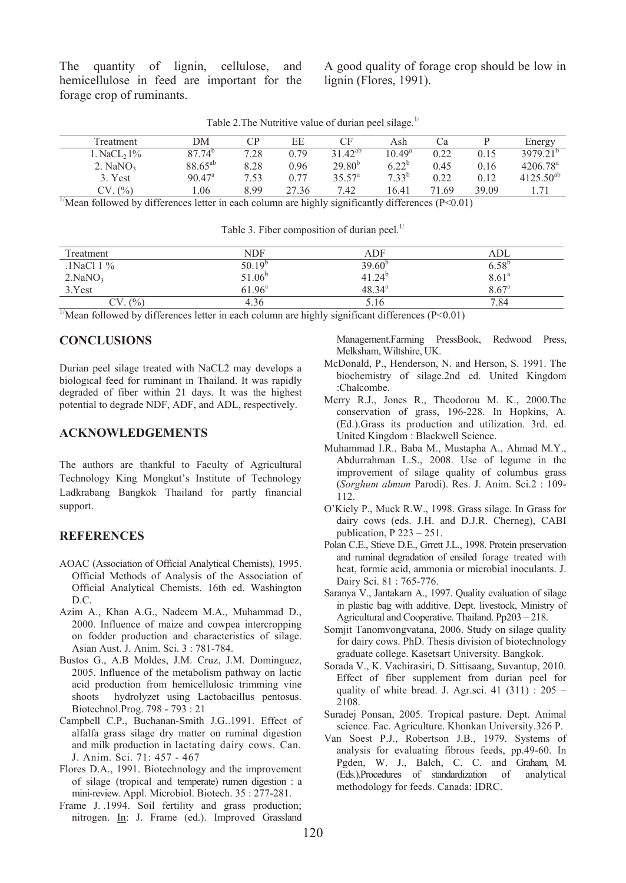The quantity of lignin, cellulose, and hemicellulose in feed are important for the forage crop of ruminants. A good quality of forage crop should be low in lignin (Flores, 1991).

Table 2.The Nutritive value of durian peel silage.[1/]

| Treatment | DM | CP | EE | CF | Ash | Ca | P | Energy |
|---|---|---|---|---|---|---|---|---|
| 1. $NaCL_2$ 1% | $87.74^{b}$ | 7.28 | 0.79 | $31.42^{ab}$ | $10.49^{a}$ | 0.22 | 0.15 | $3979.21^{b}$ |
| 2. $NaNO_3$ | $88.65^{ab}$ | 8.28 | 0.96 | $29.80^{b}$ | $6.22^{b}$ | 0.45 | 0.16 | $4206.78^{a}$ |
| 3. Yest | $90.47^{a}$ | 7.53 | 0.77 | $35.57^{a}$ | $7.33^{b}$ | 0.22 | 0.12 | $4125.50^{ab}$ |
| CV. (%) | 1.06 | 8.99 | 27.36 | 7.42 | 16.41 | 71.69 | 39.09 | 1.71 |

[1/]Mean followed by differences letter in each column are highly significantly differences (P<0.01)

Table 3. Fiber composition of durian peel.[1/]

| Treatment | NDF | ADF | ADL |
|---|---|---|---|
| .1NaCl 1 % | $50.19^{b}$ | $39.60^{b}$ | $6.58^{b}$ |
| 2.$NaNO_3$ | $51.06^{b}$ | $41.24^{b}$ | $8.61^{a}$ |
| 3.Yest | $61.96^{a}$ | $48.34^{a}$ | $8.67^{a}$ |
| CV. (%) | 4.36 | 5.16 | 7.84 |

[1/]Mean followed by differences letter in each column are highly significant differences (P<0.01)

## CONCLUSIONS

Durian peel silage treated with NaCL2 may develops a biological feed for ruminant in Thailand. It was rapidly degraded of fiber within 21 days. It was the highest potential to degrade NDF, ADF, and ADL, respectively.

## ACKNOWLEDGEMENTS

The authors are thankful to Faculty of Agricultural Technology King Mongkut's Institute of Technology Ladkrabang Bangkok Thailand for partly financial support.

## REFERENCES

AOAC (Association of Official Analytical Chemists), 1995. Official Methods of Analysis of the Association of Official Analytical Chemists. 16th ed. Washington D.C.

Azim A., Khan A.G., Nadeem M.A., Muhammad D., 2000. Influence of maize and cowpea intercropping on fodder production and characteristics of silage. Asian Aust. J. Anim. Sci. 3 : 781-784.

Bustos G., A.B Moldes, J.M. Cruz, J.M. Dominguez, 2005. Influence of the metabolism pathway on lactic acid production from hemicellulosic trimming vine shoots hydrolyzet using Lactobacillus pentosus. Biotechnol.Prog. 798 - 793 : 21

Campbell C.P., Buchanan-Smith J.G..1991. Effect of alfalfa grass silage dry matter on ruminal digestion and milk production in lactating dairy cows. Can. J. Anim. Sci. 71: 457 - 467

Flores D.A., 1991. Biotechnology and the improvement of silage (tropical and temperate) rumen digestion : a mini-review. Appl. Microbiol. Biotech. 35 : 277-281.

Frame J. .1994. Soil fertility and grass production; nitrogen. In: J. Frame (ed.). Improved Grassland Management.Farming PressBook, Redwood Press, Melksham, Wiltshire, UK.

McDonald, P., Henderson, N. and Herson, S. 1991. The biochemistry of silage.2nd ed. United Kingdom :Chalcombe.

Merry R.J., Jones R., Theodorou M. K., 2000.The conservation of grass, 196-228. In Hopkins, A. (Ed.).Grass its production and utilization. 3rd. ed. United Kingdom : Blackwell Science.

Muhammad I.R., Baba M., Mustapha A., Ahmad M.Y., Abdurrahman L.S., 2008. Use of legume in the improvement of silage quality of columbus grass (*Sorghum almum* Parodi). Res. J. Anim. Sci.2 : 109-112.

O'Kiely P., Muck R.W., 1998. Grass silage. In Grass for dairy cows (eds. J.H. and D.J.R. Cherneg), CABI publication, P 223 – 251.

Polan C.E., Stieve D.E., Grrett J.L., 1998. Protein preservation and ruminal degradation of ensiled forage treated with heat, formic acid, ammonia or microbial inoculants. J. Dairy Sci. 81 : 765-776.

Saranya V., Jantakarn A., 1997. Quality evaluation of silage in plastic bag with additive. Dept. livestock, Ministry of Agricultural and Cooperative. Thailand. Pp203 – 218.

Somjit Tanomvongvatana, 2006. Study on silage quality for dairy cows. PhD. Thesis division of biotechnology graduate college. Kasetsart University. Bangkok.

Sorada V., K. Vachirasiri, D. Sittisaang, Suvantup, 2010. Effect of fiber supplement from durian peel for quality of white bread. J. Agr.sci. 41 (311) : 205 – 2108.

Suradej Ponsan, 2005. Tropical pasture. Dept. Animal science. Fac. Agriculture. Khonkan University.326 P.

Van Soest P.J., Robertson J.B., 1979. Systems of analysis for evaluating fibrous feeds, pp.49-60. In Pgden, W. J., Balch, C. C. and Graham, M. (Eds.).Procedures of standardization of analytical methodology for feeds. Canada: IDRC.